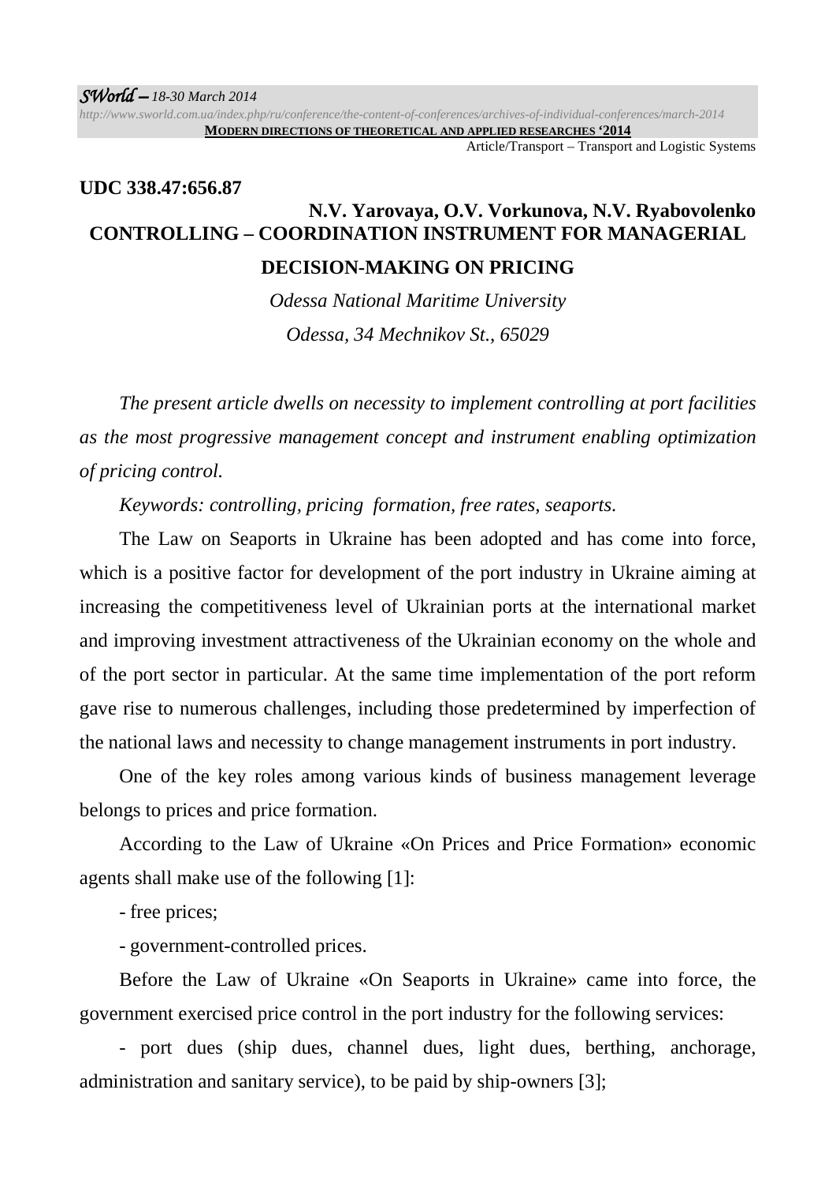UDC 338.47:656.87

**N.V. Yarovaya, O.V. Vorkunova, N.V. Ryabovolenko**

# CONTROLLING – COORDINATION INSTRUMENT FOR MANAGERIAL DECISION-MAKING ON PRICING

*Odessa National Maritime University*

*Odessa, 34 Mechnikov St., 65029*

*The present article dwells on necessity to implement controlling at port facilities as the most progressive management concept and instrument enabling optimization of pricing control.*

*Keywords: controlling, pricing formation, free rates, seaports.*

The Law on Seaports in Ukraine has been adopted and has come into force, which is a positive factor for development of the port industry in Ukraine aiming at increasing the competitiveness level of Ukrainian ports at the international market and improving investment attractiveness of the Ukrainian economy on the whole and of the port sector in particular. At the same time implementation of the port reform gave rise to numerous challenges, including those predetermined by imperfection of the national laws and necessity to change management instruments in port industry.

One of the key roles among various kinds of business management leverage belongs to prices and price formation.

According to the Law of Ukraine «On Prices and Price Formation» economic agents shall make use of the following [1]:

- free prices;
- government-controlled prices.

Before the Law of Ukraine «On Seaports in Ukraine» came into force, the government exercised price control in the port industry for the following services:

- port dues (ship dues, channel dues, light dues, berthing, anchorage, administration and sanitary service), to be paid by ship-owners [3];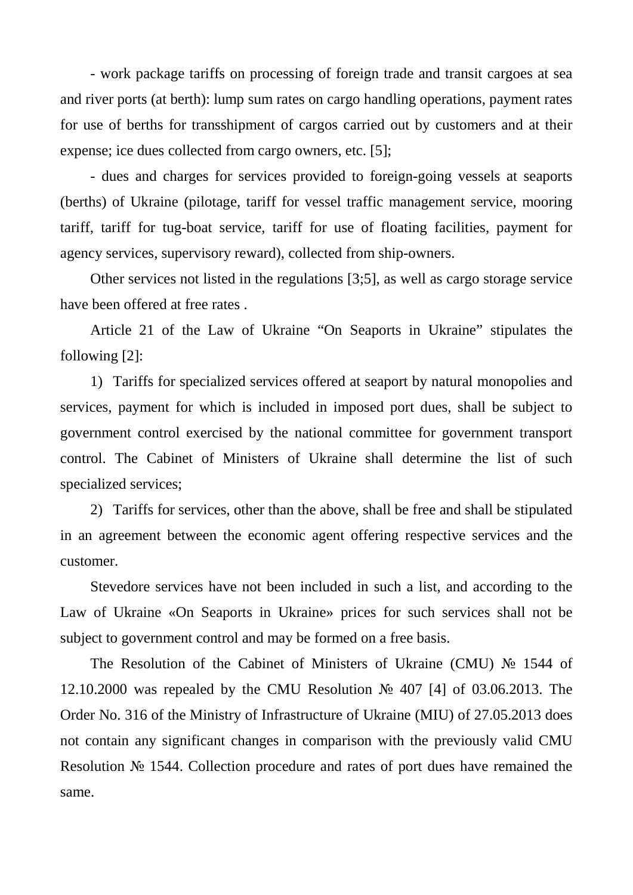- work package tariffs on processing of foreign trade and transit cargoes at sea and river ports (at berth): lump sum rates on cargo handling operations, payment rates for use of berths for transshipment of cargos carried out by customers and at their expense; ice dues collected from cargo owners, etc. [5];

- dues and charges for services provided to foreign-going vessels at seaports (berths) of Ukraine (pilotage, tariff for vessel traffic management service, mooring tariff, tariff for tug-boat service, tariff for use of floating facilities, payment for agency services, supervisory reward), collected from ship-owners.

Other services not listed in the regulations [3;5], as well as cargo storage service have been offered at free rates .

Article 21 of the Law of Ukraine "On Seaports in Ukraine" stipulates the following [2]:

1) Tariffs for specialized services offered at seaport by natural monopolies and services, payment for which is included in imposed port dues, shall be subject to government control exercised by the national committee for government transport control. The Cabinet of Ministers of Ukraine shall determine the list of such specialized services;

2) Tariffs for services, other than the above, shall be free and shall be stipulated in an agreement between the economic agent offering respective services and the customer.

Stevedore services have not been included in such a list, and according to the Law of Ukraine «On Seaports in Ukraine» prices for such services shall not be subject to government control and may be formed on a free basis.

The Resolution of the Cabinet of Ministers of Ukraine (CMU) № 1544 of 12.10.2000 was repealed by the CMU Resolution № 407 [4] of 03.06.2013. The Order No. 316 of the Ministry of Infrastructure of Ukraine (MIU) of 27.05.2013 does not contain any significant changes in comparison with the previously valid CMU Resolution № 1544. Collection procedure and rates of port dues have remained the same.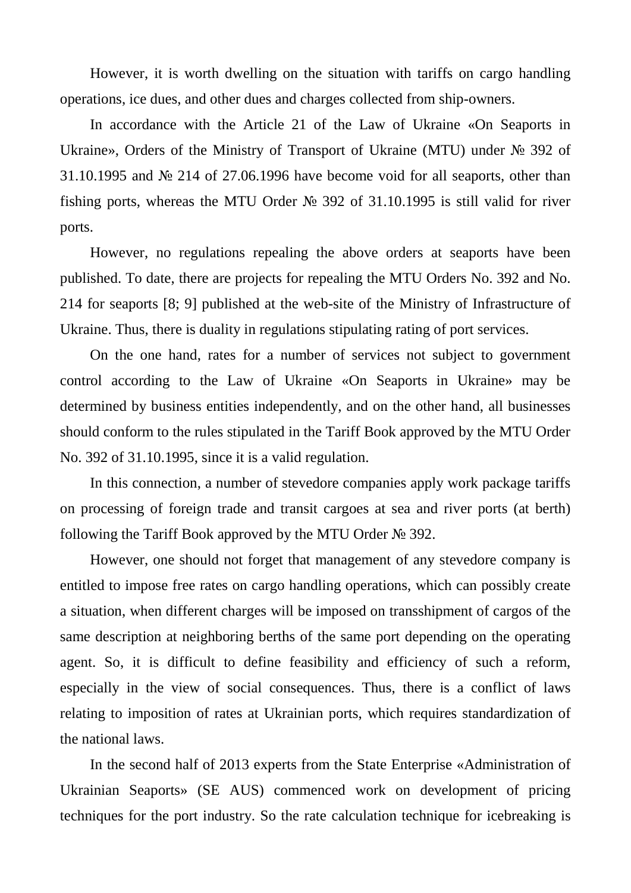However, it is worth dwelling on the situation with tariffs on cargo handling operations, ice dues, and other dues and charges collected from ship-owners.

In accordance with the Article 21 of the Law of Ukraine «On Seaports in Ukraine», Orders of the Ministry of Transport of Ukraine (MTU) under № 392 of 31.10.1995 and № 214 of 27.06.1996 have become void for all seaports, other than fishing ports, whereas the MTU Order № 392 of 31.10.1995 is still valid for river ports.

However, no regulations repealing the above orders at seaports have been published. To date, there are projects for repealing the MTU Orders No. 392 and No. 214 for seaports [8; 9] published at the web-site of the Ministry of Infrastructure of Ukraine. Thus, there is duality in regulations stipulating rating of port services.

On the one hand, rates for a number of services not subject to government control according to the Law of Ukraine «On Seaports in Ukraine» may be determined by business entities independently, and on the other hand, all businesses should conform to the rules stipulated in the Tariff Book approved by the MTU Order No. 392 of 31.10.1995, since it is a valid regulation.

In this connection, a number of stevedore companies apply work package tariffs on processing of foreign trade and transit cargoes at sea and river ports (at berth) following the Tariff Book approved by the MTU Order № 392.

However, one should not forget that management of any stevedore company is entitled to impose free rates on cargo handling operations, which can possibly create a situation, when different charges will be imposed on transshipment of cargos of the same description at neighboring berths of the same port depending on the operating agent. So, it is difficult to define feasibility and efficiency of such a reform, especially in the view of social consequences. Thus, there is a conflict of laws relating to imposition of rates at Ukrainian ports, which requires standardization of the national laws.

In the second half of 2013 experts from the State Enterprise «Administration of Ukrainian Seaports» (SE AUS) commenced work on development of pricing techniques for the port industry. So the rate calculation technique for icebreaking is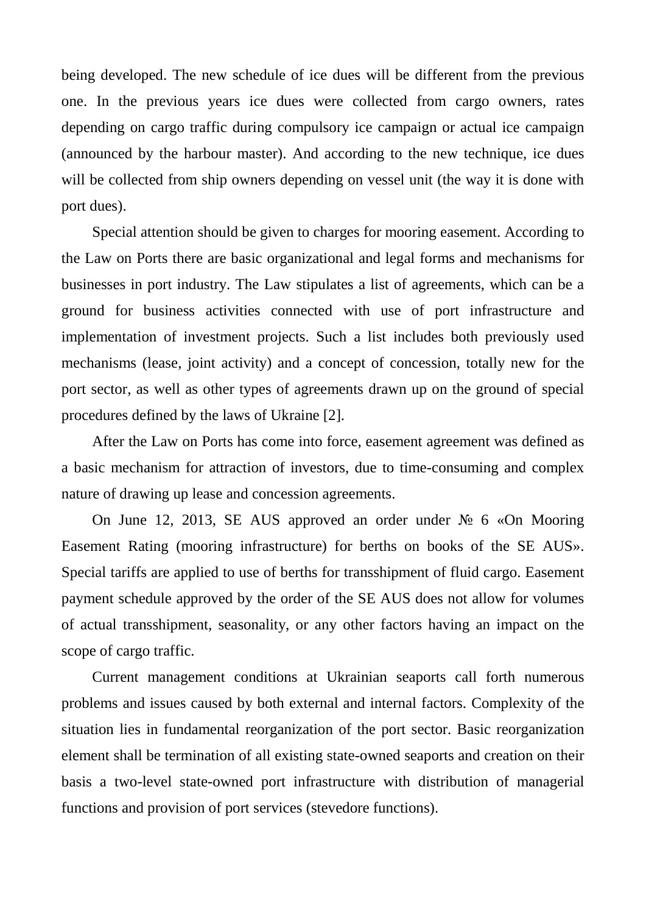being developed. The new schedule of ice dues will be different from the previous one. In the previous years ice dues were collected from cargo owners, rates depending on cargo traffic during compulsory ice campaign or actual ice campaign (announced by the harbour master). And according to the new technique, ice dues will be collected from ship owners depending on vessel unit (the way it is done with port dues).

Special attention should be given to charges for mooring easement. According to the Law on Ports there are basic organizational and legal forms and mechanisms for businesses in port industry. The Law stipulates a list of agreements, which can be a ground for business activities connected with use of port infrastructure and implementation of investment projects. Such a list includes both previously used mechanisms (lease, joint activity) and a concept of concession, totally new for the port sector, as well as other types of agreements drawn up on the ground of special procedures defined by the laws of Ukraine [2].

After the Law on Ports has come into force, easement agreement was defined as a basic mechanism for attraction of investors, due to time-consuming and complex nature of drawing up lease and concession agreements.

On June 12, 2013, SE AUS approved an order under № 6 «On Mooring Easement Rating (mooring infrastructure) for berths on books of the SE AUS». Special tariffs are applied to use of berths for transshipment of fluid cargo. Easement payment schedule approved by the order of the SE AUS does not allow for volumes of actual transshipment, seasonality, or any other factors having an impact on the scope of cargo traffic.

Current management conditions at Ukrainian seaports call forth numerous problems and issues caused by both external and internal factors. Complexity of the situation lies in fundamental reorganization of the port sector. Basic reorganization element shall be termination of all existing state-owned seaports and creation on their basis a two-level state-owned port infrastructure with distribution of managerial functions and provision of port services (stevedore functions).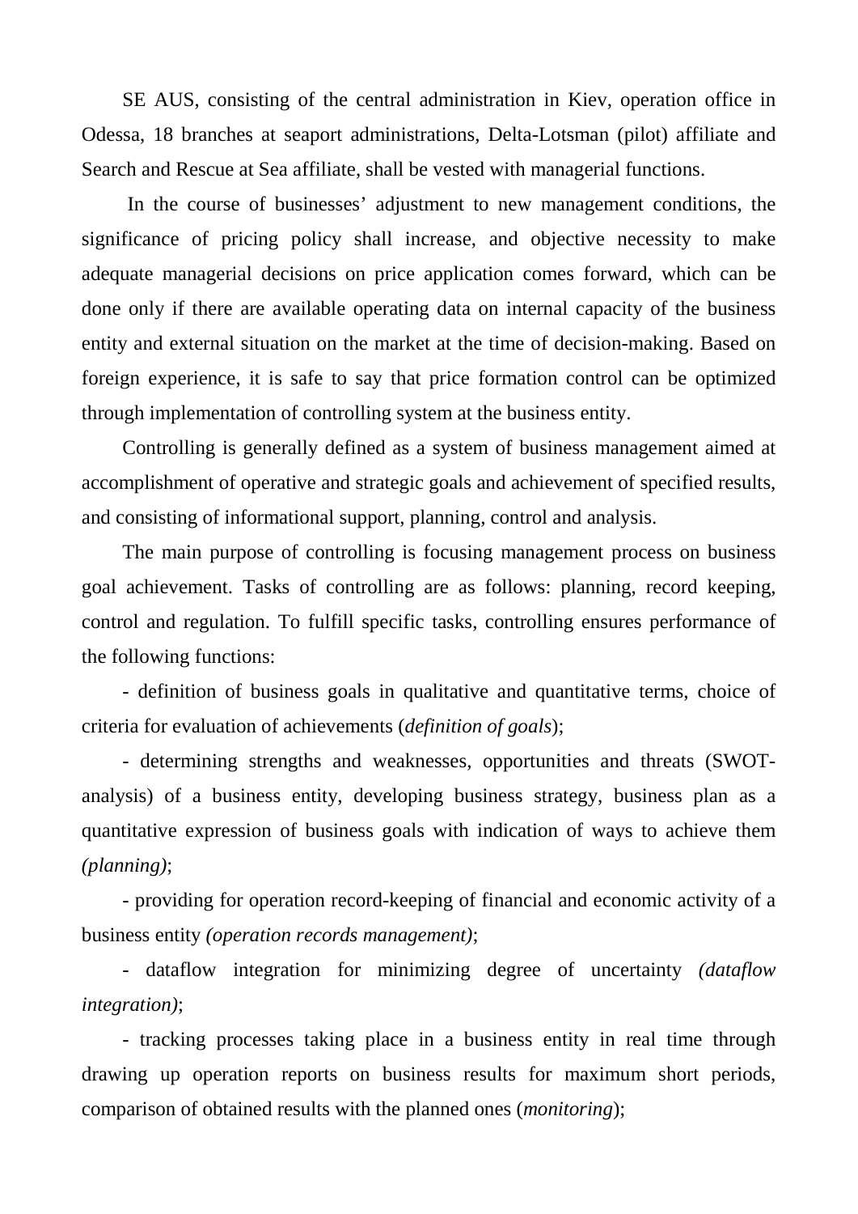SE AUS, consisting of the central administration in Kiev, operation office in Odessa, 18 branches at seaport administrations, Delta-Lotsman (pilot) affiliate and Search and Rescue at Sea affiliate, shall be vested with managerial functions.

In the course of businesses' adjustment to new management conditions, the significance of pricing policy shall increase, and objective necessity to make adequate managerial decisions on price application comes forward, which can be done only if there are available operating data on internal capacity of the business entity and external situation on the market at the time of decision-making. Based on foreign experience, it is safe to say that price formation control can be optimized through implementation of controlling system at the business entity.

Controlling is generally defined as a system of business management aimed at accomplishment of operative and strategic goals and achievement of specified results, and consisting of informational support, planning, control and analysis.

The main purpose of controlling is focusing management process on business goal achievement. Tasks of controlling are as follows: planning, record keeping, control and regulation. To fulfill specific tasks, controlling ensures performance of the following functions:

- definition of business goals in qualitative and quantitative terms, choice of criteria for evaluation of achievements (*definition of goals*);
- determining strengths and weaknesses, opportunities and threats (SWOT-analysis) of a business entity, developing business strategy, business plan as a quantitative expression of business goals with indication of ways to achieve them *(planning)*;
- providing for operation record-keeping of financial and economic activity of a business entity *(operation records management)*;
- dataflow integration for minimizing degree of uncertainty *(dataflow integration)*;
- tracking processes taking place in a business entity in real time through drawing up operation reports on business results for maximum short periods, comparison of obtained results with the planned ones (*monitoring*);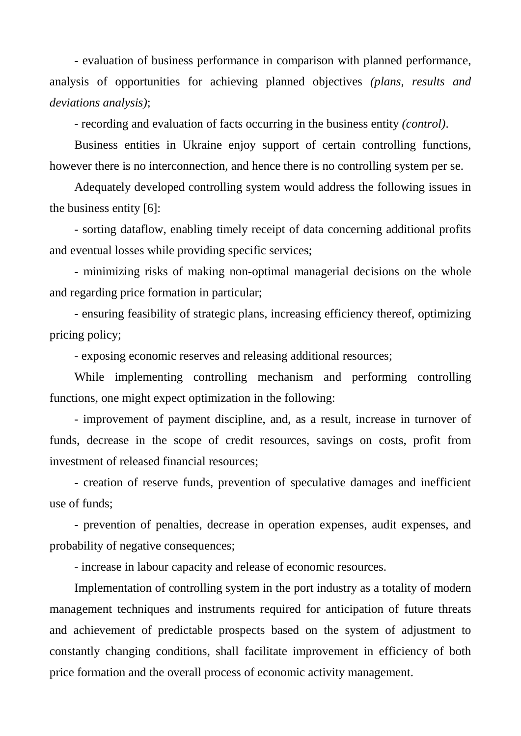- evaluation of business performance in comparison with planned performance, analysis of opportunities for achieving planned objectives *(plans, results and deviations analysis)*;

- recording and evaluation of facts occurring in the business entity *(control)*.

Business entities in Ukraine enjoy support of certain controlling functions, however there is no interconnection, and hence there is no controlling system per se.

Adequately developed controlling system would address the following issues in the business entity [6]:

- sorting dataflow, enabling timely receipt of data concerning additional profits and eventual losses while providing specific services;

- minimizing risks of making non-optimal managerial decisions on the whole and regarding price formation in particular;

- ensuring feasibility of strategic plans, increasing efficiency thereof, optimizing pricing policy;

- exposing economic reserves and releasing additional resources;

While implementing controlling mechanism and performing controlling functions, one might expect optimization in the following:

- improvement of payment discipline, and, as a result, increase in turnover of funds, decrease in the scope of credit resources, savings on costs, profit from investment of released financial resources;

- creation of reserve funds, prevention of speculative damages and inefficient use of funds;

- prevention of penalties, decrease in operation expenses, audit expenses, and probability of negative consequences;

- increase in labour capacity and release of economic resources.

Implementation of controlling system in the port industry as a totality of modern management techniques and instruments required for anticipation of future threats and achievement of predictable prospects based on the system of adjustment to constantly changing conditions, shall facilitate improvement in efficiency of both price formation and the overall process of economic activity management.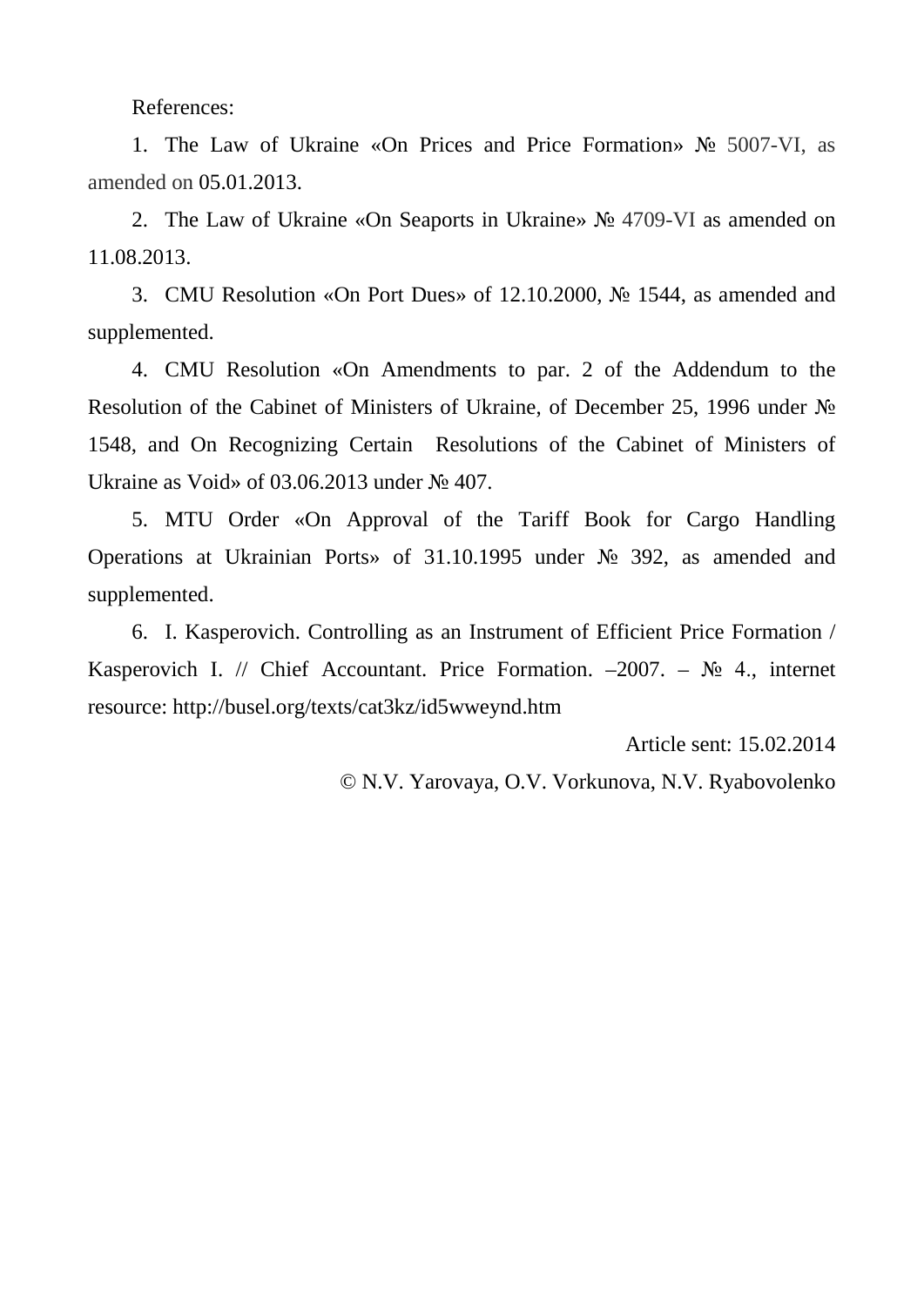References:

1. The Law of Ukraine «On Prices and Price Formation» № 5007-VI, as amended on 05.01.2013.
2. The Law of Ukraine «On Seaports in Ukraine» № 4709-VI as amended on 11.08.2013.
3. CMU Resolution «On Port Dues» of 12.10.2000, № 1544, as amended and supplemented.
4. CMU Resolution «On Amendments to par. 2 of the Addendum to the Resolution of the Cabinet of Ministers of Ukraine, of December 25, 1996 under № 1548, and On Recognizing Certain Resolutions of the Cabinet of Ministers of Ukraine as Void» of 03.06.2013 under № 407.
5. MTU Order «On Approval of the Tariff Book for Cargo Handling Operations at Ukrainian Ports» of 31.10.1995 under № 392, as amended and supplemented.
6. I. Kasperovich. Controlling as an Instrument of Efficient Price Formation / Kasperovich I. // Chief Accountant. Price Formation. –2007. – № 4., internet resource: http://busel.org/texts/cat3kz/id5wweynd.htm

Article sent: 15.02.2014

© N.V. Yarovaya, O.V. Vorkunova, N.V. Ryabovolenko